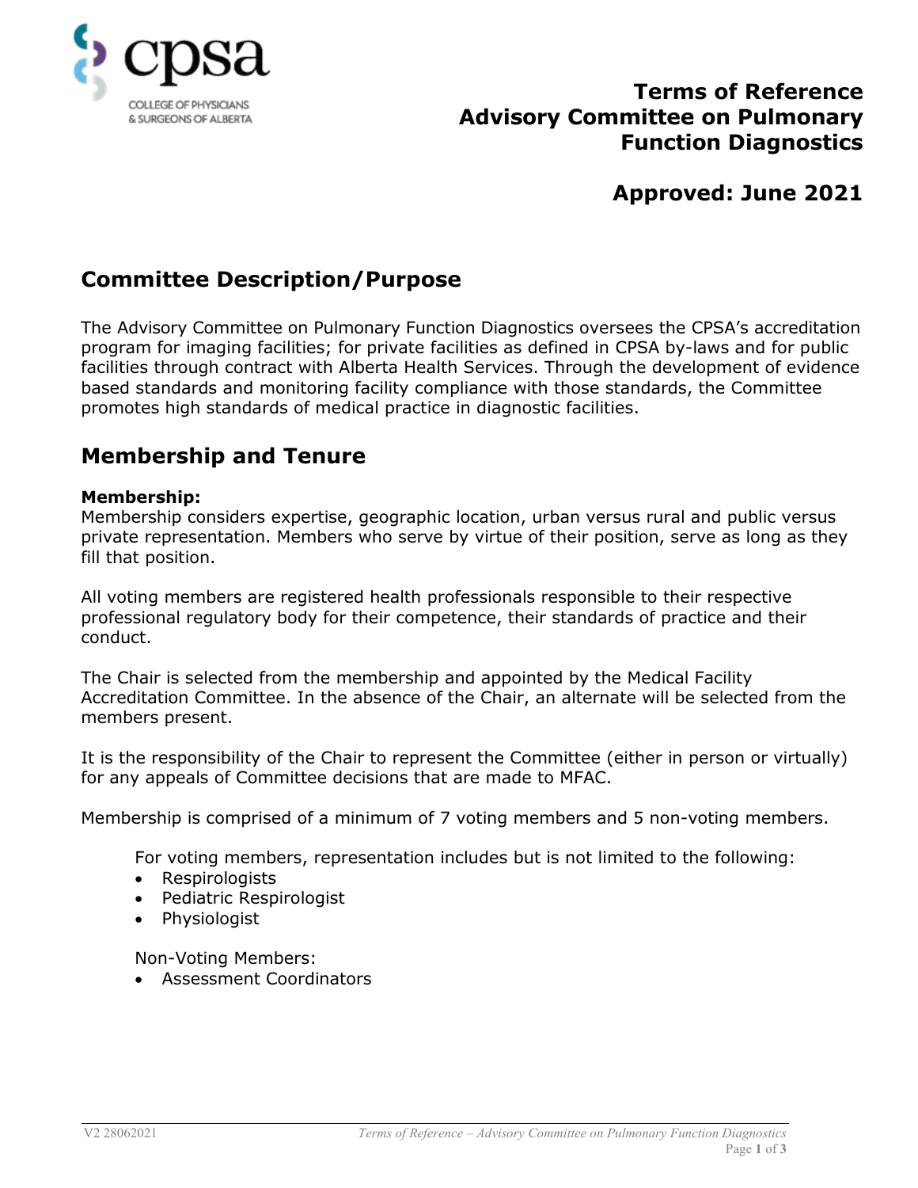# Terms of Reference
# Advisory Committee on Pulmonary Function Diagnostics

## Approved: June 2021

## Committee Description/Purpose

The Advisory Committee on Pulmonary Function Diagnostics oversees the CPSA's accreditation program for imaging facilities; for private facilities as defined in CPSA by-laws and for public facilities through contract with Alberta Health Services. Through the development of evidence based standards and monitoring facility compliance with those standards, the Committee promotes high standards of medical practice in diagnostic facilities.

## Membership and Tenure

**Membership:**
Membership considers expertise, geographic location, urban versus rural and public versus private representation. Members who serve by virtue of their position, serve as long as they fill that position.

All voting members are registered health professionals responsible to their respective professional regulatory body for their competence, their standards of practice and their conduct.

The Chair is selected from the membership and appointed by the Medical Facility Accreditation Committee. In the absence of the Chair, an alternate will be selected from the members present.

It is the responsibility of the Chair to represent the Committee (either in person or virtually) for any appeals of Committee decisions that are made to MFAC.

Membership is comprised of a minimum of 7 voting members and 5 non-voting members.

For voting members, representation includes but is not limited to the following:

- Respirologists
- Pediatric Respirologist
- Physiologist

Non-Voting Members:

- Assessment Coordinators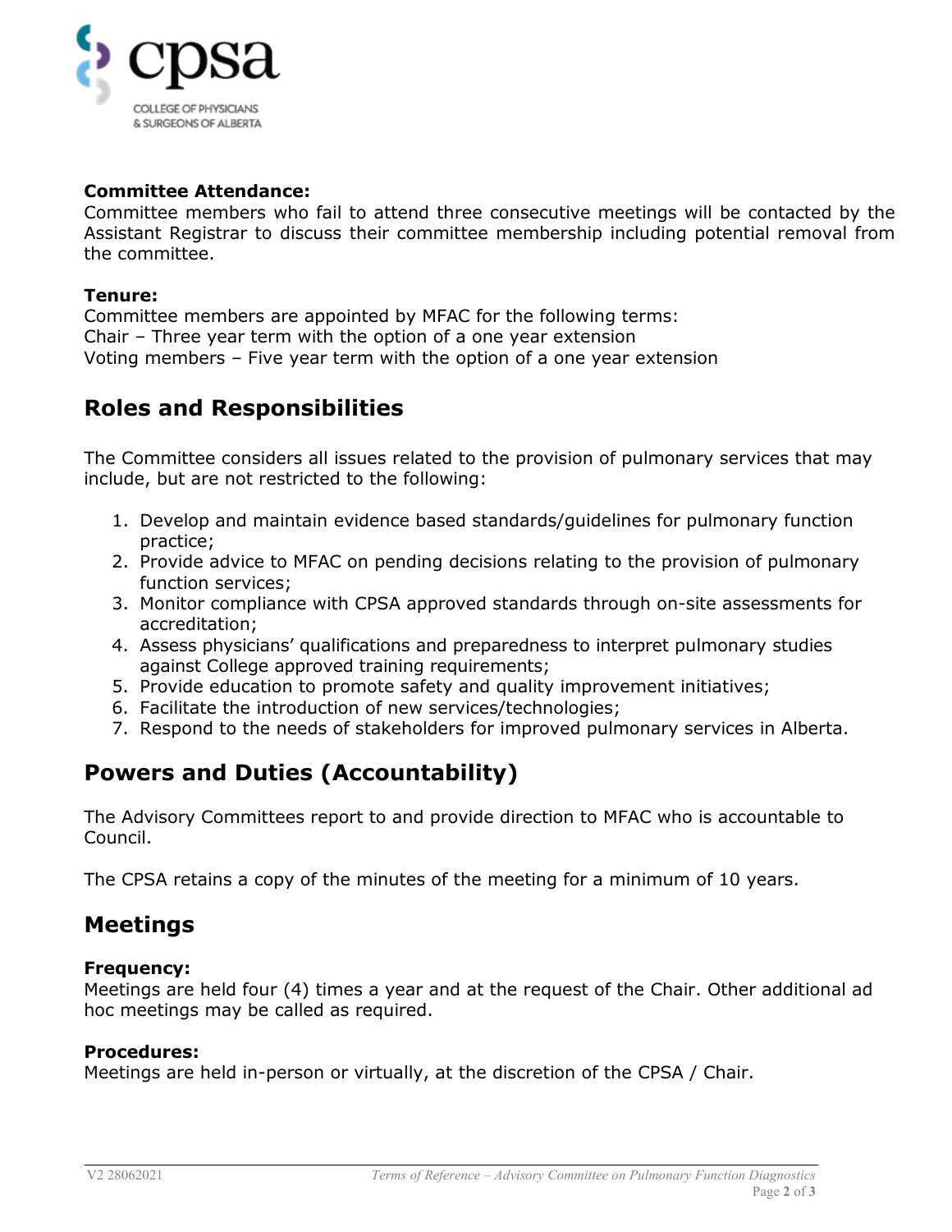**Committee Attendance:**
Committee members who fail to attend three consecutive meetings will be contacted by the Assistant Registrar to discuss their committee membership including potential removal from the committee.

**Tenure:**
Committee members are appointed by MFAC for the following terms:
Chair – Three year term with the option of a one year extension
Voting members – Five year term with the option of a one year extension

## Roles and Responsibilities

The Committee considers all issues related to the provision of pulmonary services that may include, but are not restricted to the following:

1. Develop and maintain evidence based standards/guidelines for pulmonary function practice;
2. Provide advice to MFAC on pending decisions relating to the provision of pulmonary function services;
3. Monitor compliance with CPSA approved standards through on-site assessments for accreditation;
4. Assess physicians' qualifications and preparedness to interpret pulmonary studies against College approved training requirements;
5. Provide education to promote safety and quality improvement initiatives;
6. Facilitate the introduction of new services/technologies;
7. Respond to the needs of stakeholders for improved pulmonary services in Alberta.

## Powers and Duties (Accountability)

The Advisory Committees report to and provide direction to MFAC who is accountable to Council.

The CPSA retains a copy of the minutes of the meeting for a minimum of 10 years.

## Meetings

**Frequency:**
Meetings are held four (4) times a year and at the request of the Chair. Other additional ad hoc meetings may be called as required.

**Procedures:**
Meetings are held in-person or virtually, at the discretion of the CPSA / Chair.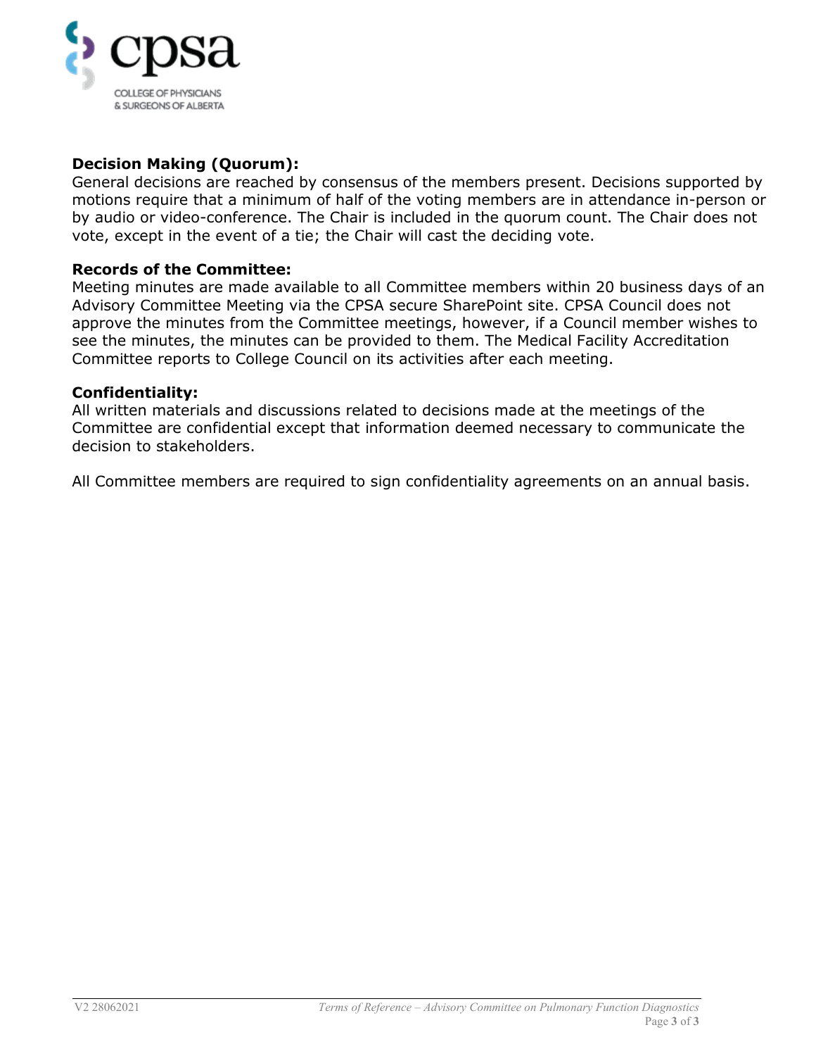**Decision Making (Quorum):**
General decisions are reached by consensus of the members present. Decisions supported by motions require that a minimum of half of the voting members are in attendance in-person or by audio or video-conference. The Chair is included in the quorum count. The Chair does not vote, except in the event of a tie; the Chair will cast the deciding vote.

**Records of the Committee:**
Meeting minutes are made available to all Committee members within 20 business days of an Advisory Committee Meeting via the CPSA secure SharePoint site. CPSA Council does not approve the minutes from the Committee meetings, however, if a Council member wishes to see the minutes, the minutes can be provided to them. The Medical Facility Accreditation Committee reports to College Council on its activities after each meeting.

**Confidentiality:**
All written materials and discussions related to decisions made at the meetings of the Committee are confidential except that information deemed necessary to communicate the decision to stakeholders.

All Committee members are required to sign confidentiality agreements on an annual basis.